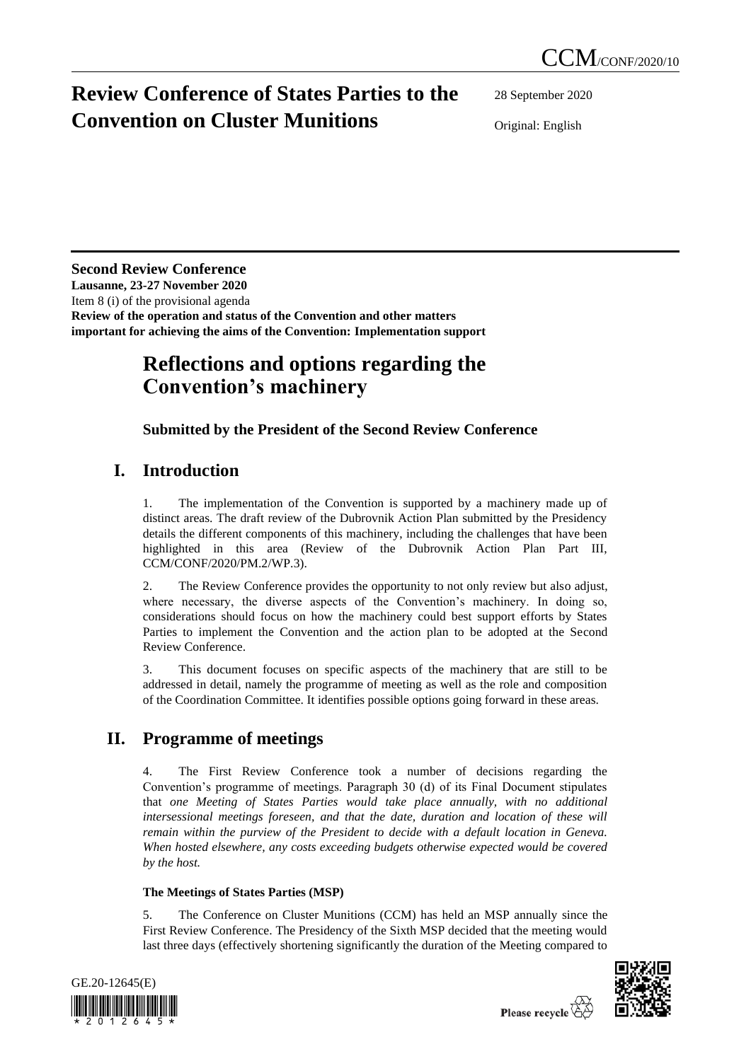CCM/CONF/2020/10

# Review Conference of States Parties to the Convention on Cluster Munitions

28 September 2020

Original: English

**Second Review Conference**
**Lausanne, 23-27 November 2020**
Item 8 (i) of the provisional agenda
**Review of the operation and status of the Convention and other matters important for achieving the aims of the Convention: Implementation support**

# Reflections and options regarding the Convention's machinery

### Submitted by the President of the Second Review Conference

## I. Introduction

1. The implementation of the Convention is supported by a machinery made up of distinct areas. The draft review of the Dubrovnik Action Plan submitted by the Presidency details the different components of this machinery, including the challenges that have been highlighted in this area (Review of the Dubrovnik Action Plan Part III, CCM/CONF/2020/PM.2/WP.3).

2. The Review Conference provides the opportunity to not only review but also adjust, where necessary, the diverse aspects of the Convention's machinery. In doing so, considerations should focus on how the machinery could best support efforts by States Parties to implement the Convention and the action plan to be adopted at the Second Review Conference.

3. This document focuses on specific aspects of the machinery that are still to be addressed in detail, namely the programme of meeting as well as the role and composition of the Coordination Committee. It identifies possible options going forward in these areas.

## II. Programme of meetings

4. The First Review Conference took a number of decisions regarding the Convention's programme of meetings. Paragraph 30 (d) of its Final Document stipulates that *one Meeting of States Parties would take place annually, with no additional intersessional meetings foreseen, and that the date, duration and location of these will remain within the purview of the President to decide with a default location in Geneva. When hosted elsewhere, any costs exceeding budgets otherwise expected would be covered by the host.*

#### The Meetings of States Parties (MSP)

5. The Conference on Cluster Munitions (CCM) has held an MSP annually since the First Review Conference. The Presidency of the Sixth MSP decided that the meeting would last three days (effectively shortening significantly the duration of the Meeting compared to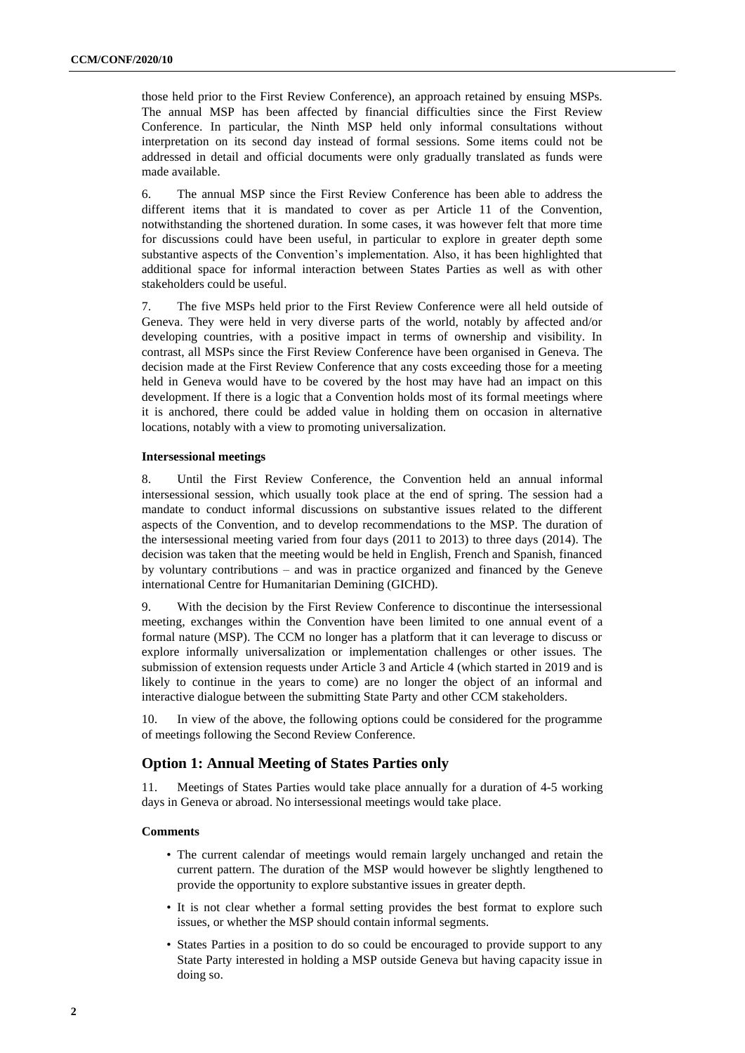those held prior to the First Review Conference), an approach retained by ensuing MSPs. The annual MSP has been affected by financial difficulties since the First Review Conference. In particular, the Ninth MSP held only informal consultations without interpretation on its second day instead of formal sessions. Some items could not be addressed in detail and official documents were only gradually translated as funds were made available.

6. The annual MSP since the First Review Conference has been able to address the different items that it is mandated to cover as per Article 11 of the Convention, notwithstanding the shortened duration. In some cases, it was however felt that more time for discussions could have been useful, in particular to explore in greater depth some substantive aspects of the Convention's implementation. Also, it has been highlighted that additional space for informal interaction between States Parties as well as with other stakeholders could be useful.

7. The five MSPs held prior to the First Review Conference were all held outside of Geneva. They were held in very diverse parts of the world, notably by affected and/or developing countries, with a positive impact in terms of ownership and visibility. In contrast, all MSPs since the First Review Conference have been organised in Geneva. The decision made at the First Review Conference that any costs exceeding those for a meeting held in Geneva would have to be covered by the host may have had an impact on this development. If there is a logic that a Convention holds most of its formal meetings where it is anchored, there could be added value in holding them on occasion in alternative locations, notably with a view to promoting universalization.

**Intersessional meetings**

8. Until the First Review Conference, the Convention held an annual informal intersessional session, which usually took place at the end of spring. The session had a mandate to conduct informal discussions on substantive issues related to the different aspects of the Convention, and to develop recommendations to the MSP. The duration of the intersessional meeting varied from four days (2011 to 2013) to three days (2014). The decision was taken that the meeting would be held in English, French and Spanish, financed by voluntary contributions – and was in practice organized and financed by the Geneve international Centre for Humanitarian Demining (GICHD).

9. With the decision by the First Review Conference to discontinue the intersessional meeting, exchanges within the Convention have been limited to one annual event of a formal nature (MSP). The CCM no longer has a platform that it can leverage to discuss or explore informally universalization or implementation challenges or other issues. The submission of extension requests under Article 3 and Article 4 (which started in 2019 and is likely to continue in the years to come) are no longer the object of an informal and interactive dialogue between the submitting State Party and other CCM stakeholders.

10. In view of the above, the following options could be considered for the programme of meetings following the Second Review Conference.

## Option 1: Annual Meeting of States Parties only

11. Meetings of States Parties would take place annually for a duration of 4-5 working days in Geneva or abroad. No intersessional meetings would take place.

**Comments**

- The current calendar of meetings would remain largely unchanged and retain the current pattern. The duration of the MSP would however be slightly lengthened to provide the opportunity to explore substantive issues in greater depth.
- It is not clear whether a formal setting provides the best format to explore such issues, or whether the MSP should contain informal segments.
- States Parties in a position to do so could be encouraged to provide support to any State Party interested in holding a MSP outside Geneva but having capacity issue in doing so.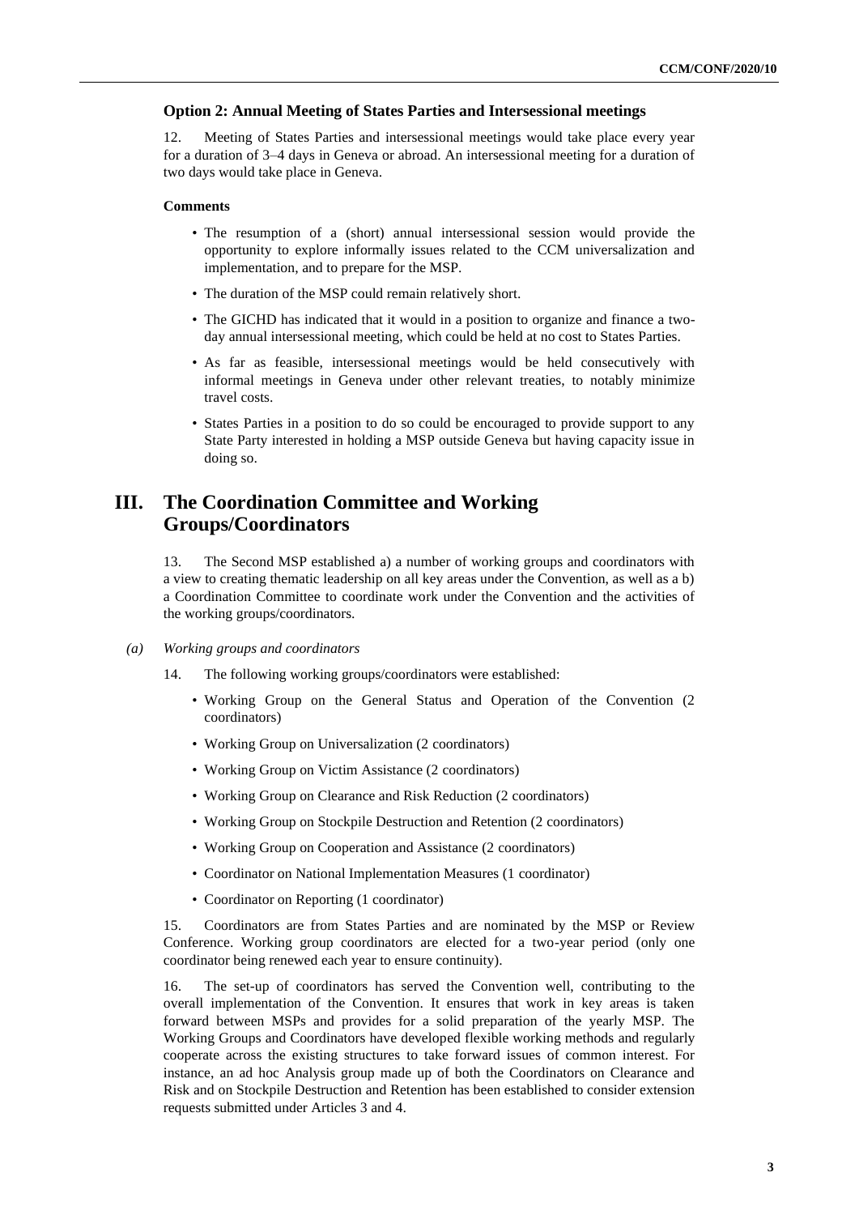### Option 2: Annual Meeting of States Parties and Intersessional meetings

12. Meeting of States Parties and intersessional meetings would take place every year for a duration of 3–4 days in Geneva or abroad. An intersessional meeting for a duration of two days would take place in Geneva.

#### Comments

- The resumption of a (short) annual intersessional session would provide the opportunity to explore informally issues related to the CCM universalization and implementation, and to prepare for the MSP.
- The duration of the MSP could remain relatively short.
- The GICHD has indicated that it would in a position to organize and finance a two-day annual intersessional meeting, which could be held at no cost to States Parties.
- As far as feasible, intersessional meetings would be held consecutively with informal meetings in Geneva under other relevant treaties, to notably minimize travel costs.
- States Parties in a position to do so could be encouraged to provide support to any State Party interested in holding a MSP outside Geneva but having capacity issue in doing so.

## III. The Coordination Committee and Working Groups/Coordinators

13. The Second MSP established a) a number of working groups and coordinators with a view to creating thematic leadership on all key areas under the Convention, as well as a b) a Coordination Committee to coordinate work under the Convention and the activities of the working groups/coordinators.

*(a) Working groups and coordinators*

14. The following working groups/coordinators were established:

- Working Group on the General Status and Operation of the Convention (2 coordinators)
- Working Group on Universalization (2 coordinators)
- Working Group on Victim Assistance (2 coordinators)
- Working Group on Clearance and Risk Reduction (2 coordinators)
- Working Group on Stockpile Destruction and Retention (2 coordinators)
- Working Group on Cooperation and Assistance (2 coordinators)
- Coordinator on National Implementation Measures (1 coordinator)
- Coordinator on Reporting (1 coordinator)

15. Coordinators are from States Parties and are nominated by the MSP or Review Conference. Working group coordinators are elected for a two-year period (only one coordinator being renewed each year to ensure continuity).

16. The set-up of coordinators has served the Convention well, contributing to the overall implementation of the Convention. It ensures that work in key areas is taken forward between MSPs and provides for a solid preparation of the yearly MSP. The Working Groups and Coordinators have developed flexible working methods and regularly cooperate across the existing structures to take forward issues of common interest. For instance, an ad hoc Analysis group made up of both the Coordinators on Clearance and Risk and on Stockpile Destruction and Retention has been established to consider extension requests submitted under Articles 3 and 4.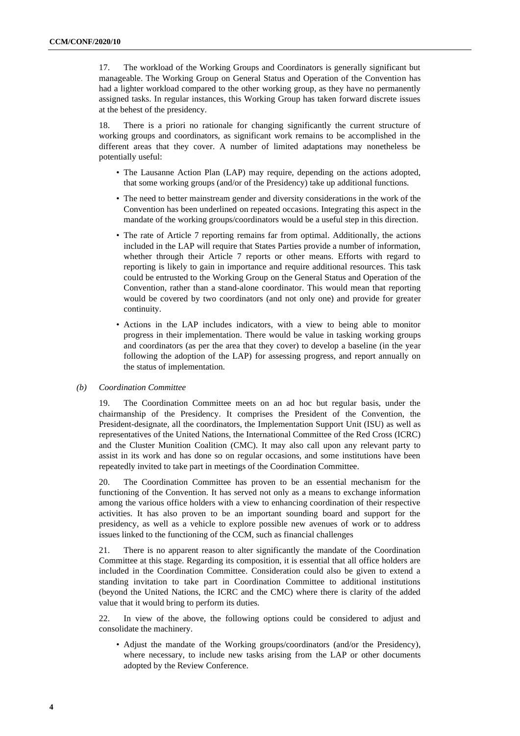17. The workload of the Working Groups and Coordinators is generally significant but manageable. The Working Group on General Status and Operation of the Convention has had a lighter workload compared to the other working group, as they have no permanently assigned tasks. In regular instances, this Working Group has taken forward discrete issues at the behest of the presidency.

18. There is a priori no rationale for changing significantly the current structure of working groups and coordinators, as significant work remains to be accomplished in the different areas that they cover. A number of limited adaptations may nonetheless be potentially useful:

- The Lausanne Action Plan (LAP) may require, depending on the actions adopted, that some working groups (and/or of the Presidency) take up additional functions.
- The need to better mainstream gender and diversity considerations in the work of the Convention has been underlined on repeated occasions. Integrating this aspect in the mandate of the working groups/coordinators would be a useful step in this direction.
- The rate of Article 7 reporting remains far from optimal. Additionally, the actions included in the LAP will require that States Parties provide a number of information, whether through their Article 7 reports or other means. Efforts with regard to reporting is likely to gain in importance and require additional resources. This task could be entrusted to the Working Group on the General Status and Operation of the Convention, rather than a stand-alone coordinator. This would mean that reporting would be covered by two coordinators (and not only one) and provide for greater continuity.
- Actions in the LAP includes indicators, with a view to being able to monitor progress in their implementation. There would be value in tasking working groups and coordinators (as per the area that they cover) to develop a baseline (in the year following the adoption of the LAP) for assessing progress, and report annually on the status of implementation.

*(b) Coordination Committee*

19. The Coordination Committee meets on an ad hoc but regular basis, under the chairmanship of the Presidency. It comprises the President of the Convention, the President-designate, all the coordinators, the Implementation Support Unit (ISU) as well as representatives of the United Nations, the International Committee of the Red Cross (ICRC) and the Cluster Munition Coalition (CMC). It may also call upon any relevant party to assist in its work and has done so on regular occasions, and some institutions have been repeatedly invited to take part in meetings of the Coordination Committee.

20. The Coordination Committee has proven to be an essential mechanism for the functioning of the Convention. It has served not only as a means to exchange information among the various office holders with a view to enhancing coordination of their respective activities. It has also proven to be an important sounding board and support for the presidency, as well as a vehicle to explore possible new avenues of work or to address issues linked to the functioning of the CCM, such as financial challenges

21. There is no apparent reason to alter significantly the mandate of the Coordination Committee at this stage. Regarding its composition, it is essential that all office holders are included in the Coordination Committee. Consideration could also be given to extend a standing invitation to take part in Coordination Committee to additional institutions (beyond the United Nations, the ICRC and the CMC) where there is clarity of the added value that it would bring to perform its duties.

22. In view of the above, the following options could be considered to adjust and consolidate the machinery.

- Adjust the mandate of the Working groups/coordinators (and/or the Presidency), where necessary, to include new tasks arising from the LAP or other documents adopted by the Review Conference.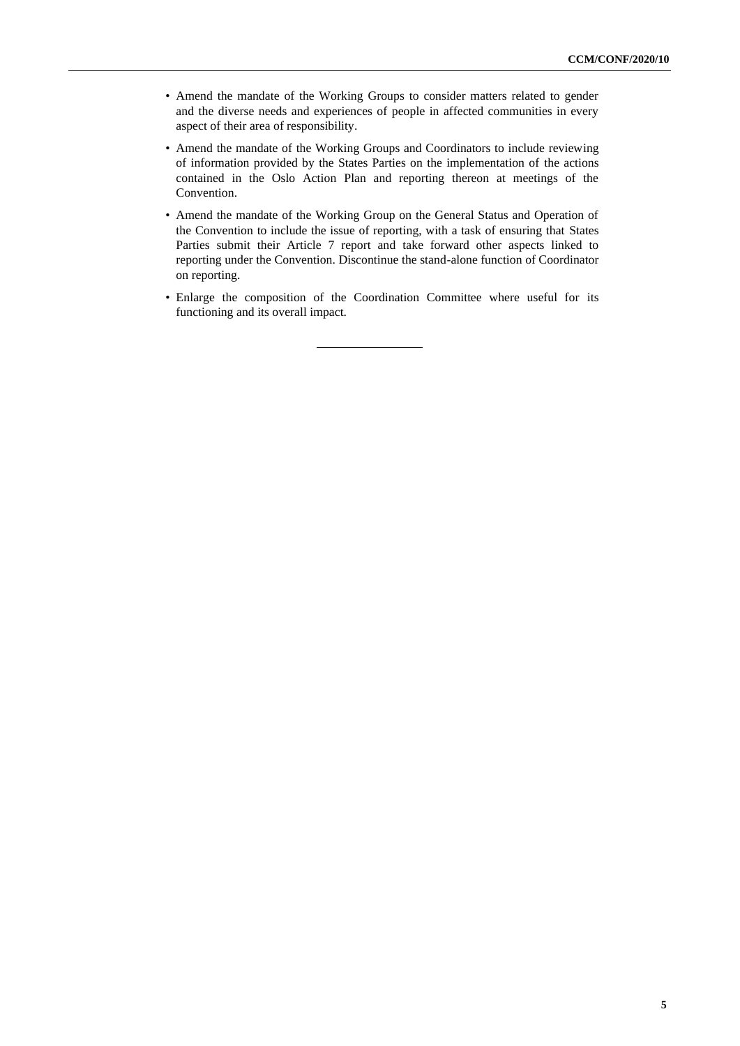- Amend the mandate of the Working Groups to consider matters related to gender and the diverse needs and experiences of people in affected communities in every aspect of their area of responsibility.
- Amend the mandate of the Working Groups and Coordinators to include reviewing of information provided by the States Parties on the implementation of the actions contained in the Oslo Action Plan and reporting thereon at meetings of the Convention.
- Amend the mandate of the Working Group on the General Status and Operation of the Convention to include the issue of reporting, with a task of ensuring that States Parties submit their Article 7 report and take forward other aspects linked to reporting under the Convention. Discontinue the stand-alone function of Coordinator on reporting.
- Enlarge the composition of the Coordination Committee where useful for its functioning and its overall impact.